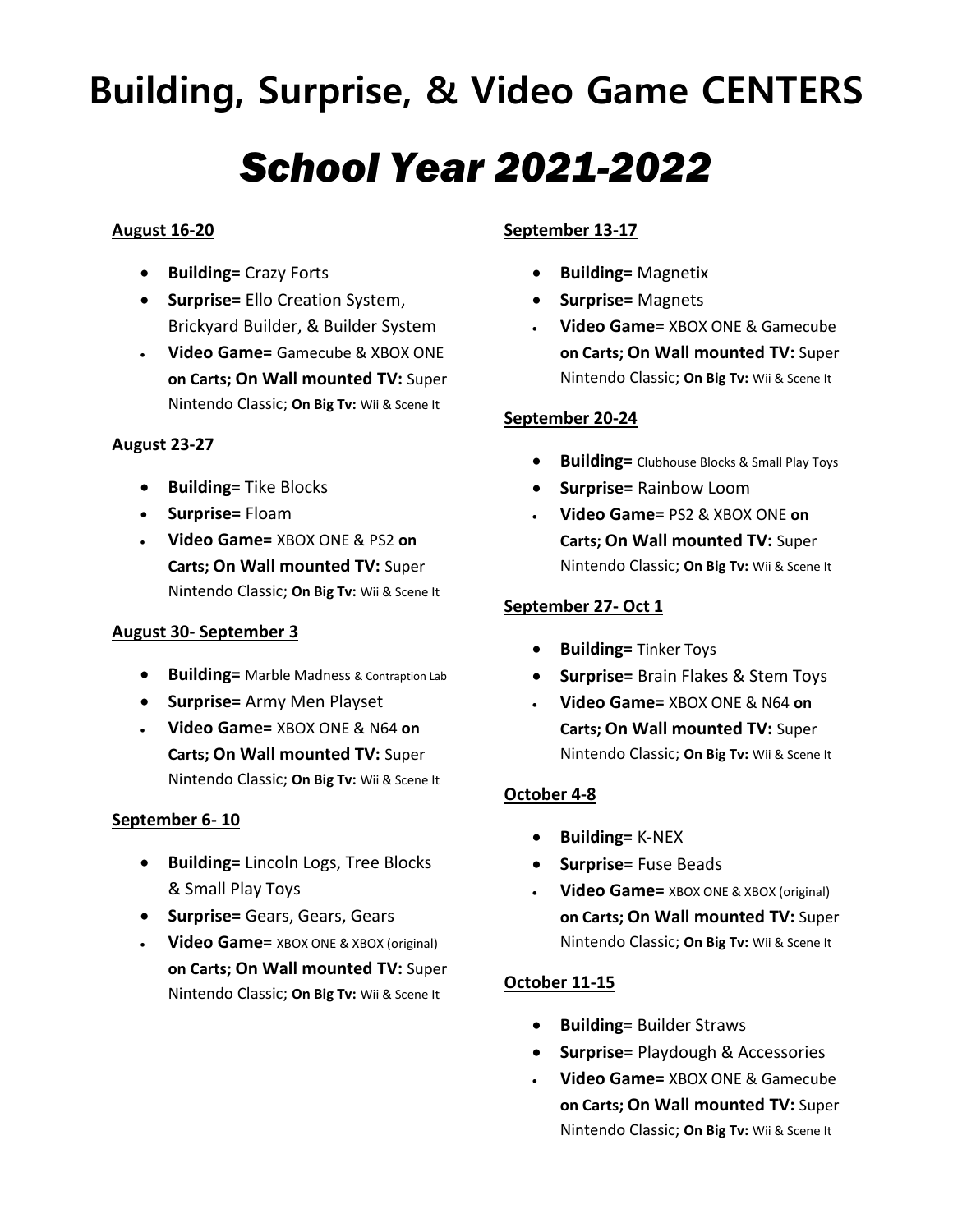# Building, Surprise, & Video Game CENTERS

## *School Year 2021-2022*

**August 16-20**

- **Building=** Crazy Forts
- **Surprise=** Ello Creation System, Brickyard Builder, & Builder System
- **Video Game=** Gamecube & XBOX ONE **on Carts; On Wall mounted TV:** Super Nintendo Classic; **On Big Tv:** Wii & Scene It

**August 23-27**

- **Building=** Tike Blocks
- **Surprise=** Floam
- **Video Game=** XBOX ONE & PS2 **on Carts; On Wall mounted TV:** Super Nintendo Classic; **On Big Tv:** Wii & Scene It

**August 30- September 3**

- **Building=** Marble Madness & Contraption Lab
- **Surprise=** Army Men Playset
- **Video Game=** XBOX ONE & N64 **on Carts; On Wall mounted TV:** Super Nintendo Classic; **On Big Tv:** Wii & Scene It

**September 6- 10**

- **Building=** Lincoln Logs, Tree Blocks & Small Play Toys
- **Surprise=** Gears, Gears, Gears
- **Video Game=** XBOX ONE & XBOX (original) **on Carts; On Wall mounted TV:** Super Nintendo Classic; **On Big Tv:** Wii & Scene It

**September 13-17**

- **Building=** Magnetix
- **Surprise=** Magnets
- **Video Game=** XBOX ONE & Gamecube **on Carts; On Wall mounted TV:** Super Nintendo Classic; **On Big Tv:** Wii & Scene It

**September 20-24**

- **Building=** Clubhouse Blocks & Small Play Toys
- **Surprise=** Rainbow Loom
- **Video Game=** PS2 & XBOX ONE **on Carts; On Wall mounted TV:** Super Nintendo Classic; **On Big Tv:** Wii & Scene It

**September 27- Oct 1**

- **Building=** Tinker Toys
- **Surprise=** Brain Flakes & Stem Toys
- **Video Game=** XBOX ONE & N64 **on Carts; On Wall mounted TV:** Super Nintendo Classic; **On Big Tv:** Wii & Scene It

**October 4-8**

- **Building=** K-NEX
- **Surprise=** Fuse Beads
- **Video Game=** XBOX ONE & XBOX (original) **on Carts; On Wall mounted TV:** Super Nintendo Classic; **On Big Tv:** Wii & Scene It

**October 11-15**

- **Building=** Builder Straws
- **Surprise=** Playdough & Accessories
- **Video Game=** XBOX ONE & Gamecube **on Carts; On Wall mounted TV:** Super Nintendo Classic; **On Big Tv:** Wii & Scene It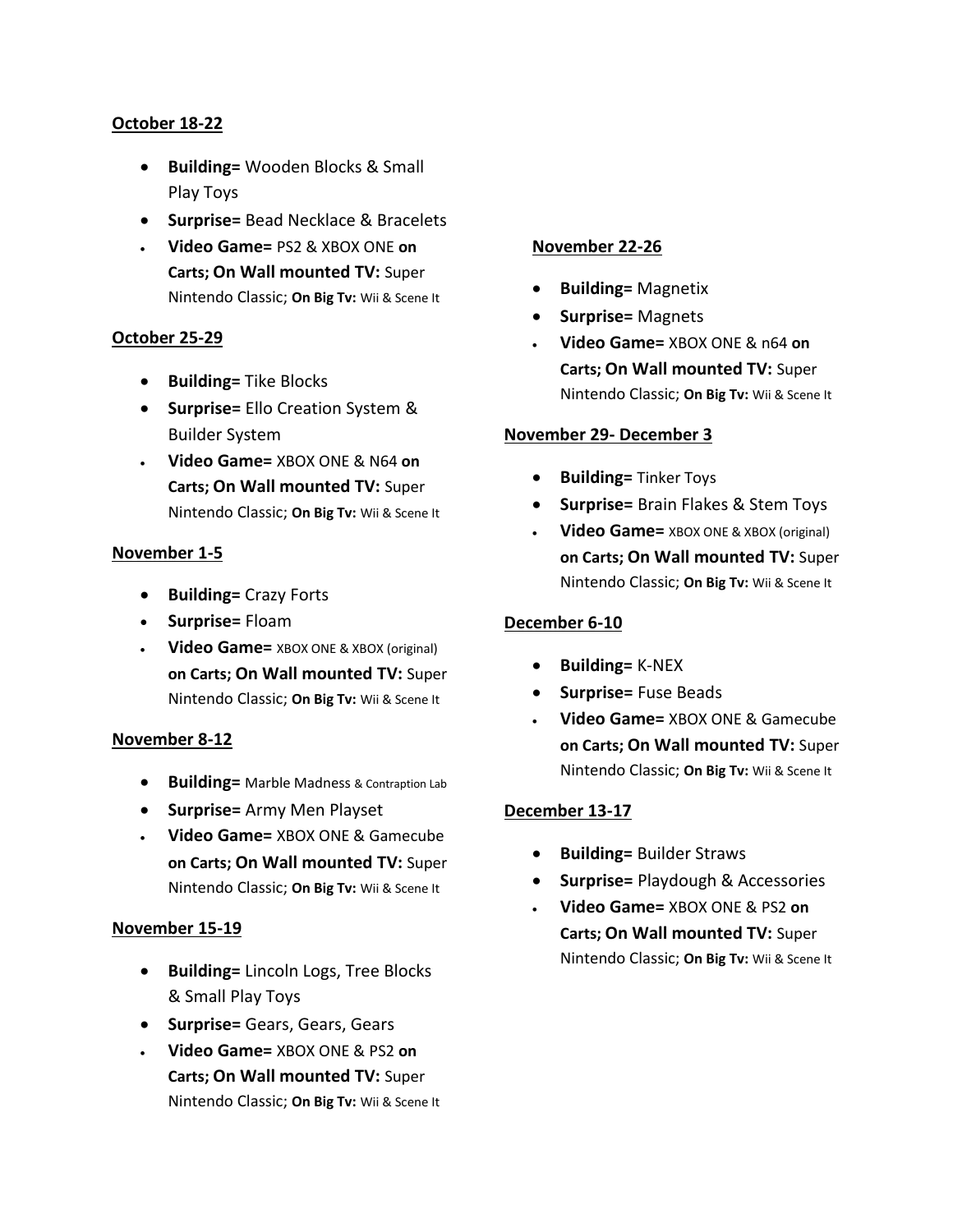**October 18-22**

- **Building=** Wooden Blocks & Small Play Toys
- **Surprise=** Bead Necklace & Bracelets
- **Video Game=** PS2 & XBOX ONE **on Carts; On Wall mounted TV:** Super Nintendo Classic; **On Big Tv:** Wii & Scene It

**October 25-29**

- **Building=** Tike Blocks
- **Surprise=** Ello Creation System & Builder System
- **Video Game=** XBOX ONE & N64 **on Carts; On Wall mounted TV:** Super Nintendo Classic; **On Big Tv:** Wii & Scene It

**November 1-5**

- **Building=** Crazy Forts
- **Surprise=** Floam
- **Video Game=** XBOX ONE & XBOX (original) **on Carts; On Wall mounted TV:** Super Nintendo Classic; **On Big Tv:** Wii & Scene It

**November 8-12**

- **Building=** Marble Madness & Contraption Lab
- **Surprise=** Army Men Playset
- **Video Game=** XBOX ONE & Gamecube **on Carts; On Wall mounted TV:** Super Nintendo Classic; **On Big Tv:** Wii & Scene It

**November 15-19**

- **Building=** Lincoln Logs, Tree Blocks & Small Play Toys
- **Surprise=** Gears, Gears, Gears
- **Video Game=** XBOX ONE & PS2 **on Carts; On Wall mounted TV:** Super Nintendo Classic; **On Big Tv:** Wii & Scene It

**November 22-26**

- **Building=** Magnetix
- **Surprise=** Magnets
- **Video Game=** XBOX ONE & n64 **on Carts; On Wall mounted TV:** Super Nintendo Classic; **On Big Tv:** Wii & Scene It

**November 29- December 3**

- **Building=** Tinker Toys
- **Surprise=** Brain Flakes & Stem Toys
- **Video Game=** XBOX ONE & XBOX (original) **on Carts; On Wall mounted TV:** Super Nintendo Classic; **On Big Tv:** Wii & Scene It

**December 6-10**

- **Building=** K-NEX
- **Surprise=** Fuse Beads
- **Video Game=** XBOX ONE & Gamecube **on Carts; On Wall mounted TV:** Super Nintendo Classic; **On Big Tv:** Wii & Scene It

**December 13-17**

- **Building=** Builder Straws
- **Surprise=** Playdough & Accessories
- **Video Game=** XBOX ONE & PS2 **on Carts; On Wall mounted TV:** Super Nintendo Classic; **On Big Tv:** Wii & Scene It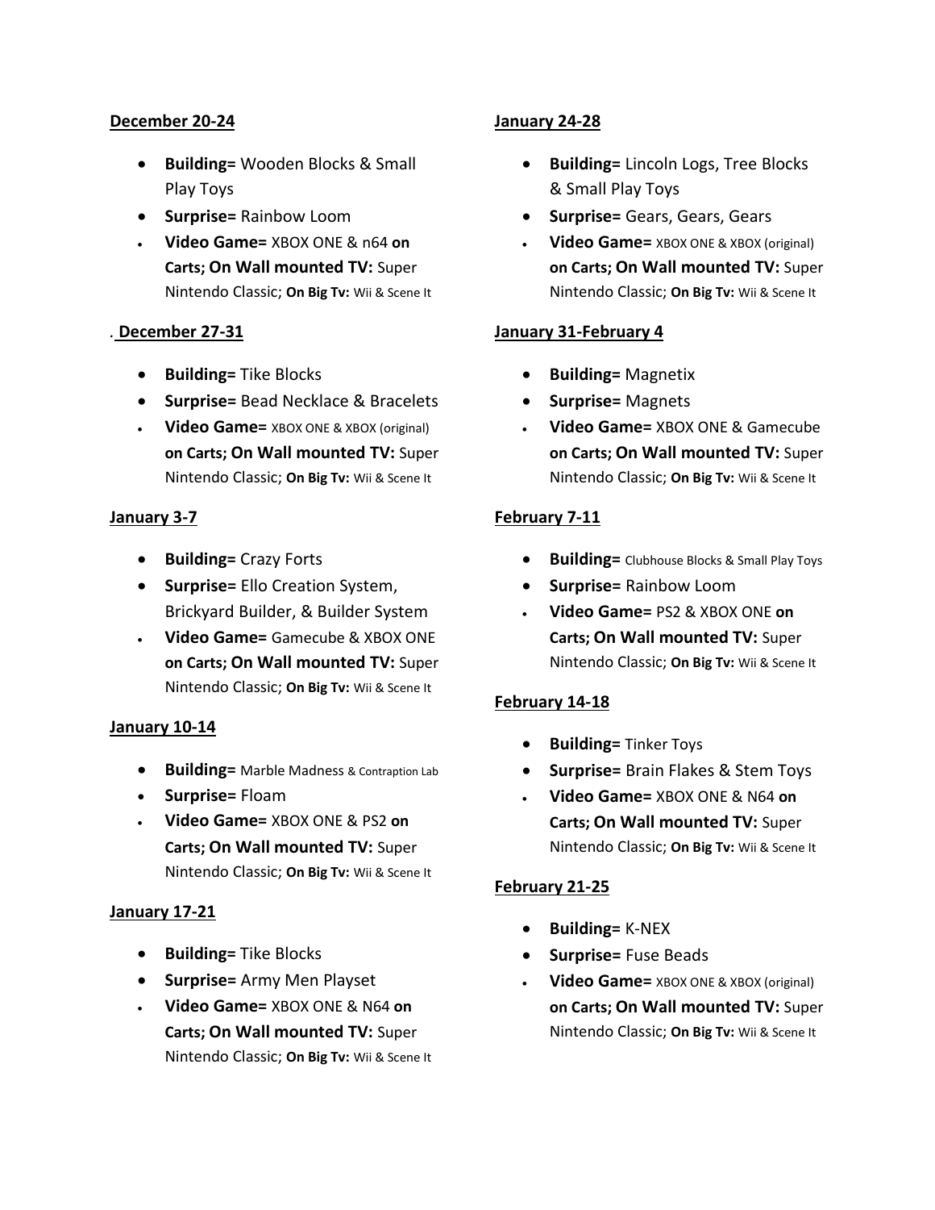**December 20-24**

- **Building=** Wooden Blocks & Small Play Toys
- **Surprise=** Rainbow Loom
- **Video Game=** XBOX ONE & n64 **on Carts; On Wall mounted TV:** Super Nintendo Classic; **On Big Tv:** Wii & Scene It

. **December 27-31**

- **Building=** Tike Blocks
- **Surprise=** Bead Necklace & Bracelets
- **Video Game=** XBOX ONE & XBOX (original) **on Carts; On Wall mounted TV:** Super Nintendo Classic; **On Big Tv:** Wii & Scene It

**January 3-7**

- **Building=** Crazy Forts
- **Surprise=** Ello Creation System, Brickyard Builder, & Builder System
- **Video Game=** Gamecube & XBOX ONE **on Carts; On Wall mounted TV:** Super Nintendo Classic; **On Big Tv:** Wii & Scene It

**January 10-14**

- **Building=** Marble Madness & Contraption Lab
- **Surprise=** Floam
- **Video Game=** XBOX ONE & PS2 **on Carts; On Wall mounted TV:** Super Nintendo Classic; **On Big Tv:** Wii & Scene It

**January 17-21**

- **Building=** Tike Blocks
- **Surprise=** Army Men Playset
- **Video Game=** XBOX ONE & N64 **on Carts; On Wall mounted TV:** Super Nintendo Classic; **On Big Tv:** Wii & Scene It

**January 24-28**

- **Building=** Lincoln Logs, Tree Blocks & Small Play Toys
- **Surprise=** Gears, Gears, Gears
- **Video Game=** XBOX ONE & XBOX (original) **on Carts; On Wall mounted TV:** Super Nintendo Classic; **On Big Tv:** Wii & Scene It

**January 31-February 4**

- **Building=** Magnetix
- **Surprise=** Magnets
- **Video Game=** XBOX ONE & Gamecube **on Carts; On Wall mounted TV:** Super Nintendo Classic; **On Big Tv:** Wii & Scene It

**February 7-11**

- **Building=** Clubhouse Blocks & Small Play Toys
- **Surprise=** Rainbow Loom
- **Video Game=** PS2 & XBOX ONE **on Carts; On Wall mounted TV:** Super Nintendo Classic; **On Big Tv:** Wii & Scene It

**February 14-18**

- **Building=** Tinker Toys
- **Surprise=** Brain Flakes & Stem Toys
- **Video Game=** XBOX ONE & N64 **on Carts; On Wall mounted TV:** Super Nintendo Classic; **On Big Tv:** Wii & Scene It

**February 21-25**

- **Building=** K-NEX
- **Surprise=** Fuse Beads
- **Video Game=** XBOX ONE & XBOX (original) **on Carts; On Wall mounted TV:** Super Nintendo Classic; **On Big Tv:** Wii & Scene It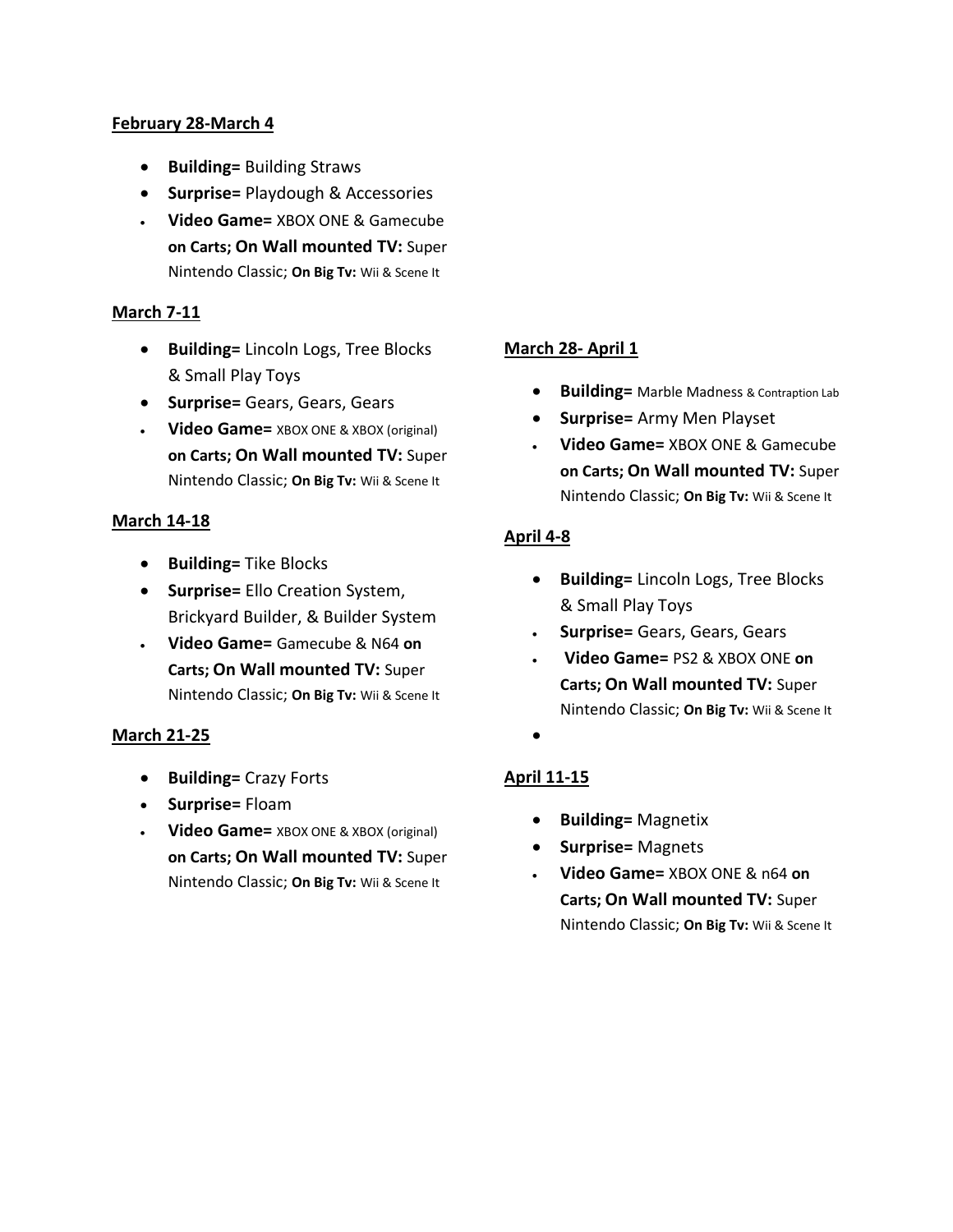**February 28-March 4**

- **Building=** Building Straws
- **Surprise=** Playdough & Accessories
- **Video Game=** XBOX ONE & Gamecube **on Carts; On Wall mounted TV:** Super Nintendo Classic; **On Big Tv:** Wii & Scene It

**March 7-11**

- **Building=** Lincoln Logs, Tree Blocks & Small Play Toys
- **Surprise=** Gears, Gears, Gears
- **Video Game=** XBOX ONE & XBOX (original) **on Carts; On Wall mounted TV:** Super Nintendo Classic; **On Big Tv:** Wii & Scene It

**March 14-18**

- **Building=** Tike Blocks
- **Surprise=** Ello Creation System, Brickyard Builder, & Builder System
- **Video Game=** Gamecube & N64 **on Carts; On Wall mounted TV:** Super Nintendo Classic; **On Big Tv:** Wii & Scene It

**March 21-25**

- **Building=** Crazy Forts
- **Surprise=** Floam
- **Video Game=** XBOX ONE & XBOX (original) **on Carts; On Wall mounted TV:** Super Nintendo Classic; **On Big Tv:** Wii & Scene It

**March 28- April 1**

- **Building=** Marble Madness & Contraption Lab
- **Surprise=** Army Men Playset
- **Video Game=** XBOX ONE & Gamecube **on Carts; On Wall mounted TV:** Super Nintendo Classic; **On Big Tv:** Wii & Scene It

**April 4-8**

- **Building=** Lincoln Logs, Tree Blocks & Small Play Toys
- **Surprise=** Gears, Gears, Gears
- **Video Game=** PS2 & XBOX ONE **on Carts; On Wall mounted TV:** Super Nintendo Classic; **On Big Tv:** Wii & Scene It

**April 11-15**

- **Building=** Magnetix
- **Surprise=** Magnets
- **Video Game=** XBOX ONE & n64 **on Carts; On Wall mounted TV:** Super Nintendo Classic; **On Big Tv:** Wii & Scene It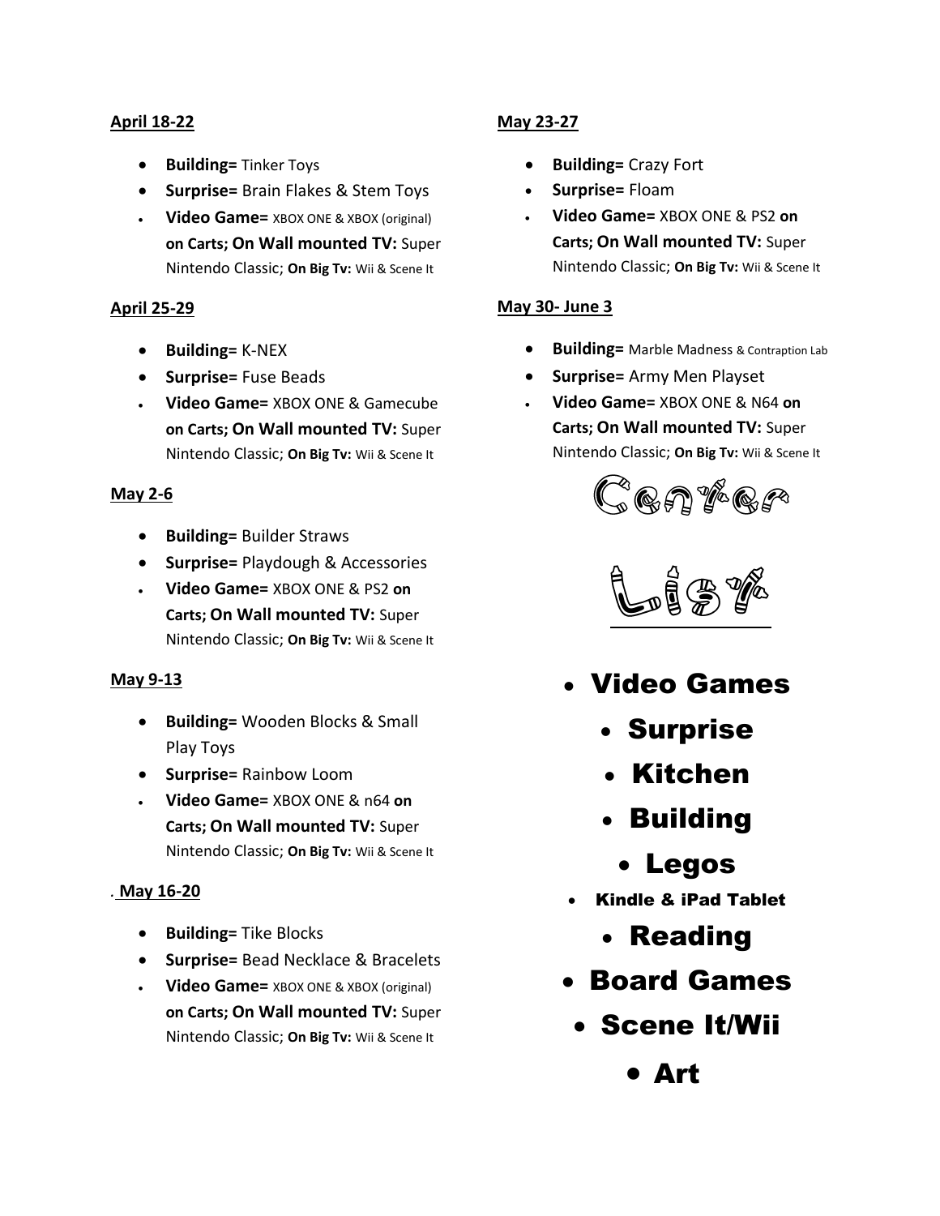**April 18-22**

- **Building=** Tinker Toys
- **Surprise=** Brain Flakes & Stem Toys
- **Video Game=** XBOX ONE & XBOX (original) **on Carts; On Wall mounted TV:** Super Nintendo Classic; **On Big Tv:** Wii & Scene It

**April 25-29**

- **Building=** K-NEX
- **Surprise=** Fuse Beads
- **Video Game=** XBOX ONE & Gamecube **on Carts; On Wall mounted TV:** Super Nintendo Classic; **On Big Tv:** Wii & Scene It

**May 2-6**

- **Building=** Builder Straws
- **Surprise=** Playdough & Accessories
- **Video Game=** XBOX ONE & PS2 **on Carts; On Wall mounted TV:** Super Nintendo Classic; **On Big Tv:** Wii & Scene It

**May 9-13**

- **Building=** Wooden Blocks & Small Play Toys
- **Surprise=** Rainbow Loom
- **Video Game=** XBOX ONE & n64 **on Carts; On Wall mounted TV:** Super Nintendo Classic; **On Big Tv:** Wii & Scene It

. **May 16-20**

- **Building=** Tike Blocks
- **Surprise=** Bead Necklace & Bracelets
- **Video Game=** XBOX ONE & XBOX (original) **on Carts; On Wall mounted TV:** Super Nintendo Classic; **On Big Tv:** Wii & Scene It

**May 23-27**

- **Building=** Crazy Fort
- **Surprise=** Floam
- **Video Game=** XBOX ONE & PS2 **on Carts; On Wall mounted TV:** Super Nintendo Classic; **On Big Tv:** Wii & Scene It

**May 30- June 3**

- **Building=** Marble Madness & Contraption Lab
- **Surprise=** Army Men Playset
- **Video Game=** XBOX ONE & N64 **on Carts; On Wall mounted TV:** Super Nintendo Classic; **On Big Tv:** Wii & Scene It

## Center List

- Video Games
- Surprise
- Kitchen
- Building
- Legos
- Kindle & iPad Tablet
- Reading
- Board Games
- Scene It/Wii
- Art